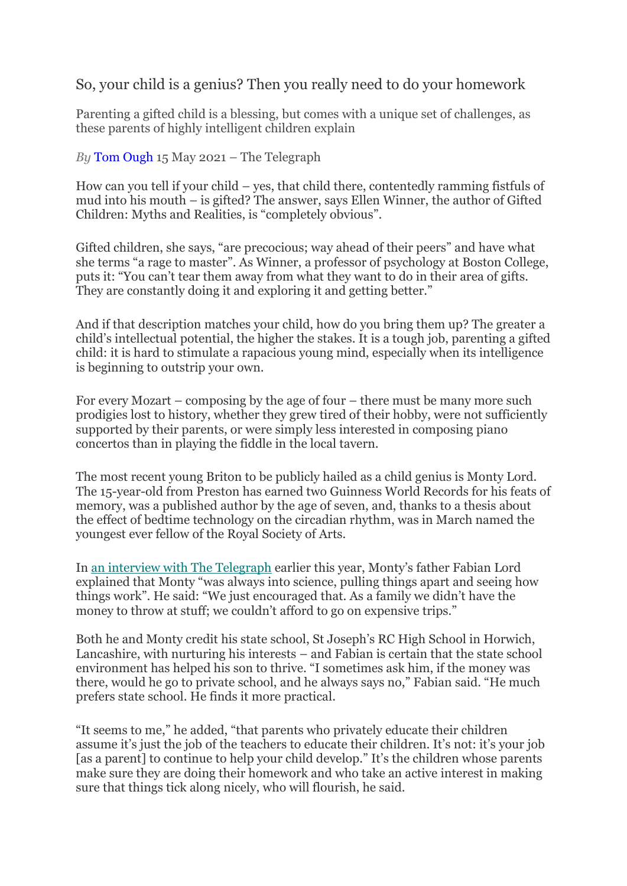# So, your child is a genius? Then you really need to do your homework

Parenting a gifted child is a blessing, but comes with a unique set of challenges, as these parents of highly intelligent children explain

*By* Tom Ough 15 May 2021 – The Telegraph

How can you tell if your child – yes, that child there, contentedly ramming fistfuls of mud into his mouth – is gifted? The answer, says Ellen Winner, the author of Gifted Children: Myths and Realities, is "completely obvious".

Gifted children, she says, "are precocious; way ahead of their peers" and have what she terms "a rage to master". As Winner, a professor of psychology at Boston College, puts it: "You can't tear them away from what they want to do in their area of gifts. They are constantly doing it and exploring it and getting better."

And if that description matches your child, how do you bring them up? The greater a child's intellectual potential, the higher the stakes. It is a tough job, parenting a gifted child: it is hard to stimulate a rapacious young mind, especially when its intelligence is beginning to outstrip your own.

For every Mozart – composing by the age of four – there must be many more such prodigies lost to history, whether they grew tired of their hobby, were not sufficiently supported by their parents, or were simply less interested in composing piano concertos than in playing the fiddle in the local tavern.

The most recent young Briton to be publicly hailed as a child genius is Monty Lord. The 15-year-old from Preston has earned two Guinness World Records for his feats of memory, was a published author by the age of seven, and, thanks to a thesis about the effect of bedtime technology on the circadian rhythm, was in March named the youngest ever fellow of the Royal Society of Arts.

In an interview with The Telegraph earlier this year, Monty's father Fabian Lord explained that Monty "was always into science, pulling things apart and seeing how things work". He said: "We just encouraged that. As a family we didn't have the money to throw at stuff; we couldn't afford to go on expensive trips."

Both he and Monty credit his state school, St Joseph's RC High School in Horwich, Lancashire, with nurturing his interests – and Fabian is certain that the state school environment has helped his son to thrive. "I sometimes ask him, if the money was there, would he go to private school, and he always says no," Fabian said. "He much prefers state school. He finds it more practical.

"It seems to me," he added, "that parents who privately educate their children assume it's just the job of the teachers to educate their children. It's not: it's your job [as a parent] to continue to help your child develop." It's the children whose parents make sure they are doing their homework and who take an active interest in making sure that things tick along nicely, who will flourish, he said.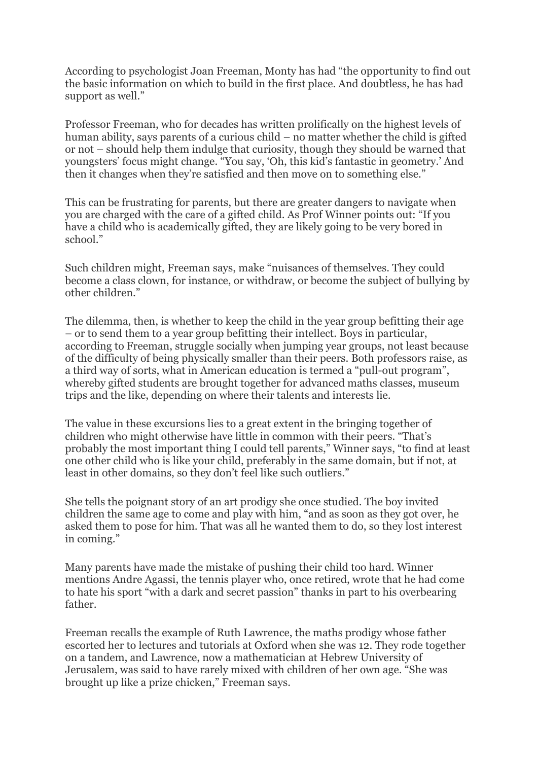According to psychologist Joan Freeman, Monty has had "the opportunity to find out the basic information on which to build in the first place. And doubtless, he has had support as well."

Professor Freeman, who for decades has written prolifically on the highest levels of human ability, says parents of a curious child – no matter whether the child is gifted or not – should help them indulge that curiosity, though they should be warned that youngsters' focus might change. "You say, 'Oh, this kid's fantastic in geometry.' And then it changes when they're satisfied and then move on to something else."

This can be frustrating for parents, but there are greater dangers to navigate when you are charged with the care of a gifted child. As Prof Winner points out: "If you have a child who is academically gifted, they are likely going to be very bored in school."

Such children might, Freeman says, make "nuisances of themselves. They could become a class clown, for instance, or withdraw, or become the subject of bullying by other children."

The dilemma, then, is whether to keep the child in the year group befitting their age – or to send them to a year group befitting their intellect. Boys in particular, according to Freeman, struggle socially when jumping year groups, not least because of the difficulty of being physically smaller than their peers. Both professors raise, as a third way of sorts, what in American education is termed a "pull-out program", whereby gifted students are brought together for advanced maths classes, museum trips and the like, depending on where their talents and interests lie.

The value in these excursions lies to a great extent in the bringing together of children who might otherwise have little in common with their peers. "That's probably the most important thing I could tell parents," Winner says, "to find at least one other child who is like your child, preferably in the same domain, but if not, at least in other domains, so they don't feel like such outliers."

She tells the poignant story of an art prodigy she once studied. The boy invited children the same age to come and play with him, "and as soon as they got over, he asked them to pose for him. That was all he wanted them to do, so they lost interest in coming."

Many parents have made the mistake of pushing their child too hard. Winner mentions Andre Agassi, the tennis player who, once retired, wrote that he had come to hate his sport "with a dark and secret passion" thanks in part to his overbearing father.

Freeman recalls the example of Ruth Lawrence, the maths prodigy whose father escorted her to lectures and tutorials at Oxford when she was 12. They rode together on a tandem, and Lawrence, now a mathematician at Hebrew University of Jerusalem, was said to have rarely mixed with children of her own age. "She was brought up like a prize chicken," Freeman says.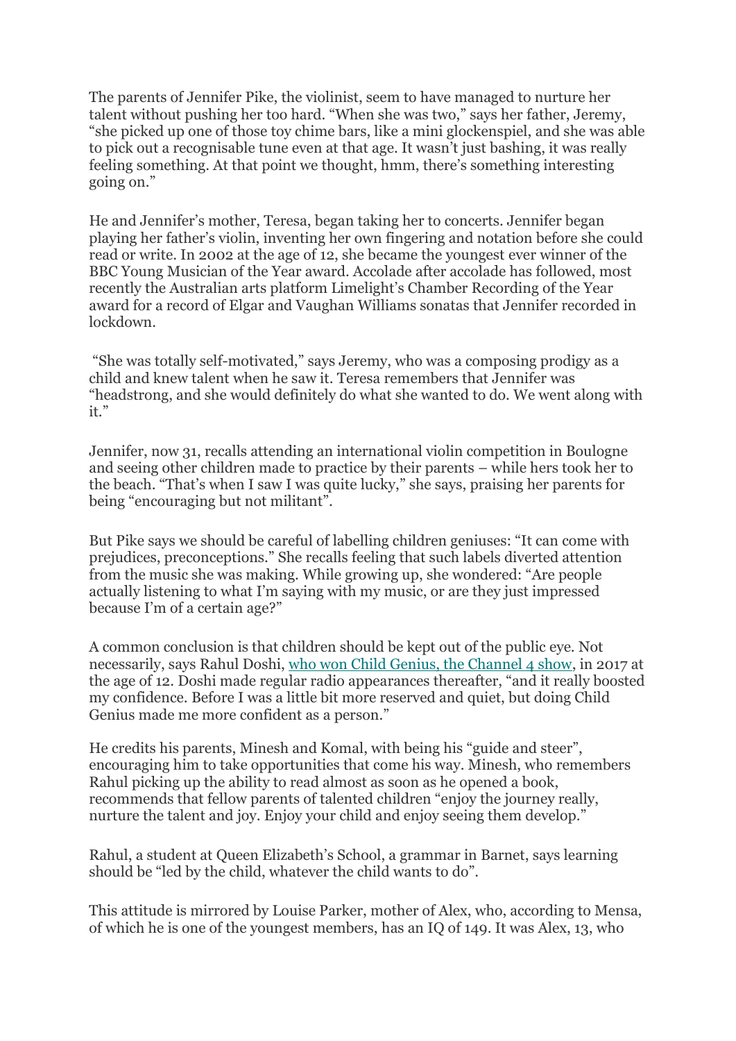The parents of Jennifer Pike, the violinist, seem to have managed to nurture her talent without pushing her too hard. "When she was two," says her father, Jeremy, "she picked up one of those toy chime bars, like a mini glockenspiel, and she was able to pick out a recognisable tune even at that age. It wasn't just bashing, it was really feeling something. At that point we thought, hmm, there's something interesting going on."

He and Jennifer's mother, Teresa, began taking her to concerts. Jennifer began playing her father's violin, inventing her own fingering and notation before she could read or write. In 2002 at the age of 12, she became the youngest ever winner of the BBC Young Musician of the Year award. Accolade after accolade has followed, most recently the Australian arts platform Limelight's Chamber Recording of the Year award for a record of Elgar and Vaughan Williams sonatas that Jennifer recorded in lockdown.

"She was totally self-motivated," says Jeremy, who was a composing prodigy as a child and knew talent when he saw it. Teresa remembers that Jennifer was "headstrong, and she would definitely do what she wanted to do. We went along with it."

Jennifer, now 31, recalls attending an international violin competition in Boulogne and seeing other children made to practice by their parents – while hers took her to the beach. "That's when I saw I was quite lucky," she says, praising her parents for being "encouraging but not militant".

But Pike says we should be careful of labelling children geniuses: "It can come with prejudices, preconceptions." She recalls feeling that such labels diverted attention from the music she was making. While growing up, she wondered: "Are people actually listening to what I'm saying with my music, or are they just impressed because I'm of a certain age?"

A common conclusion is that children should be kept out of the public eye. Not necessarily, says Rahul Doshi, [who won Child Genius, the Channel 4 show](), in 2017 at the age of 12. Doshi made regular radio appearances thereafter, "and it really boosted my confidence. Before I was a little bit more reserved and quiet, but doing Child Genius made me more confident as a person."

He credits his parents, Minesh and Komal, with being his "guide and steer", encouraging him to take opportunities that come his way. Minesh, who remembers Rahul picking up the ability to read almost as soon as he opened a book, recommends that fellow parents of talented children "enjoy the journey really, nurture the talent and joy. Enjoy your child and enjoy seeing them develop."

Rahul, a student at Queen Elizabeth's School, a grammar in Barnet, says learning should be "led by the child, whatever the child wants to do".

This attitude is mirrored by Louise Parker, mother of Alex, who, according to Mensa, of which he is one of the youngest members, has an IQ of 149. It was Alex, 13, who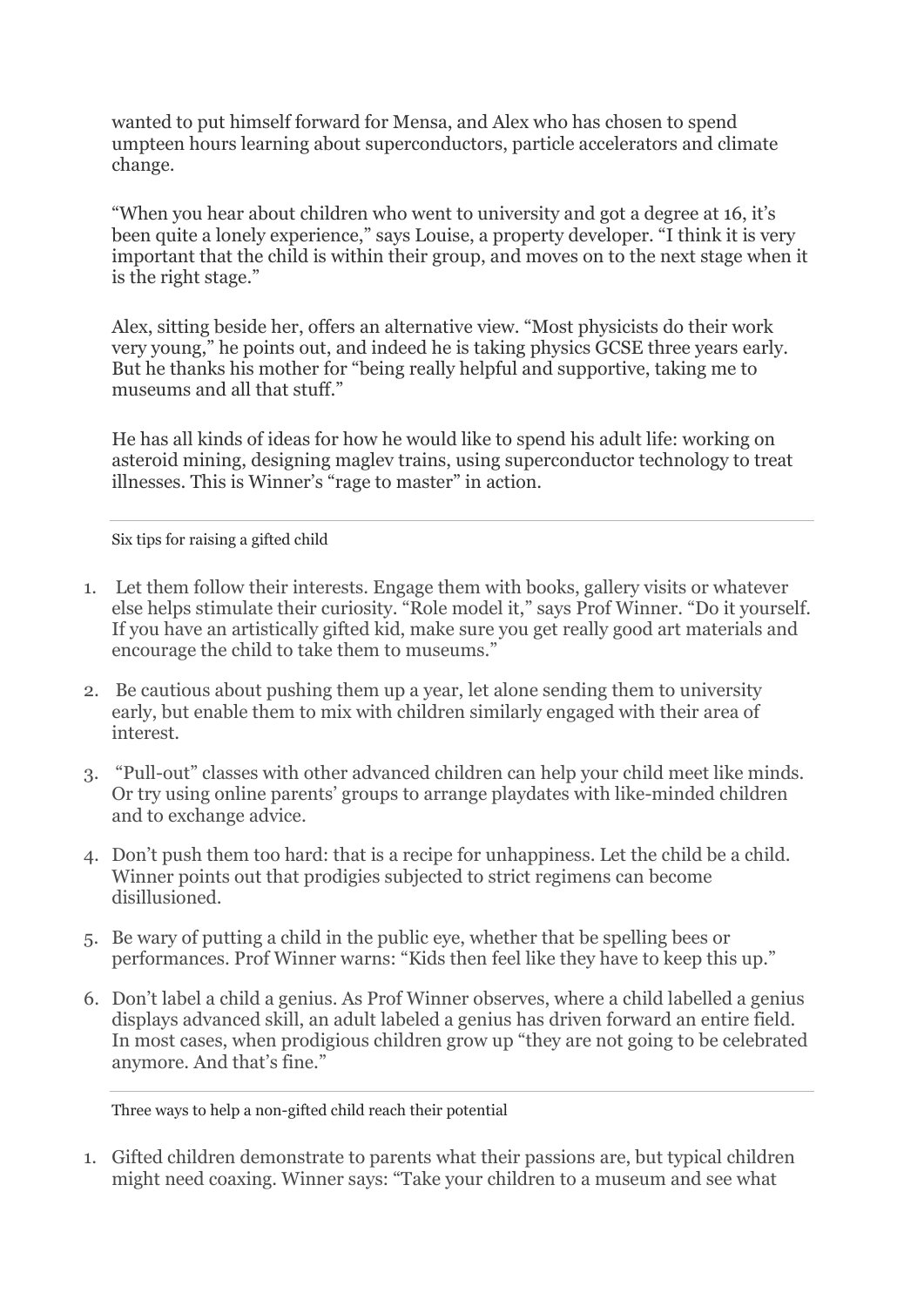wanted to put himself forward for Mensa, and Alex who has chosen to spend umpteen hours learning about superconductors, particle accelerators and climate change.

"When you hear about children who went to university and got a degree at 16, it's been quite a lonely experience," says Louise, a property developer. "I think it is very important that the child is within their group, and moves on to the next stage when it is the right stage."

Alex, sitting beside her, offers an alternative view. "Most physicists do their work very young," he points out, and indeed he is taking physics GCSE three years early. But he thanks his mother for "being really helpful and supportive, taking me to museums and all that stuff."

He has all kinds of ideas for how he would like to spend his adult life: working on asteroid mining, designing maglev trains, using superconductor technology to treat illnesses. This is Winner's "rage to master" in action.

---

Six tips for raising a gifted child

1. Let them follow their interests. Engage them with books, gallery visits or whatever else helps stimulate their curiosity. "Role model it," says Prof Winner. "Do it yourself. If you have an artistically gifted kid, make sure you get really good art materials and encourage the child to take them to museums."
2. Be cautious about pushing them up a year, let alone sending them to university early, but enable them to mix with children similarly engaged with their area of interest.
3. "Pull-out" classes with other advanced children can help your child meet like minds. Or try using online parents' groups to arrange playdates with like-minded children and to exchange advice.
4. Don't push them too hard: that is a recipe for unhappiness. Let the child be a child. Winner points out that prodigies subjected to strict regimens can become disillusioned.
5. Be wary of putting a child in the public eye, whether that be spelling bees or performances. Prof Winner warns: "Kids then feel like they have to keep this up."
6. Don't label a child a genius. As Prof Winner observes, where a child labelled a genius displays advanced skill, an adult labeled a genius has driven forward an entire field. In most cases, when prodigious children grow up "they are not going to be celebrated anymore. And that's fine."

---

Three ways to help a non-gifted child reach their potential

1. Gifted children demonstrate to parents what their passions are, but typical children might need coaxing. Winner says: "Take your children to a museum and see what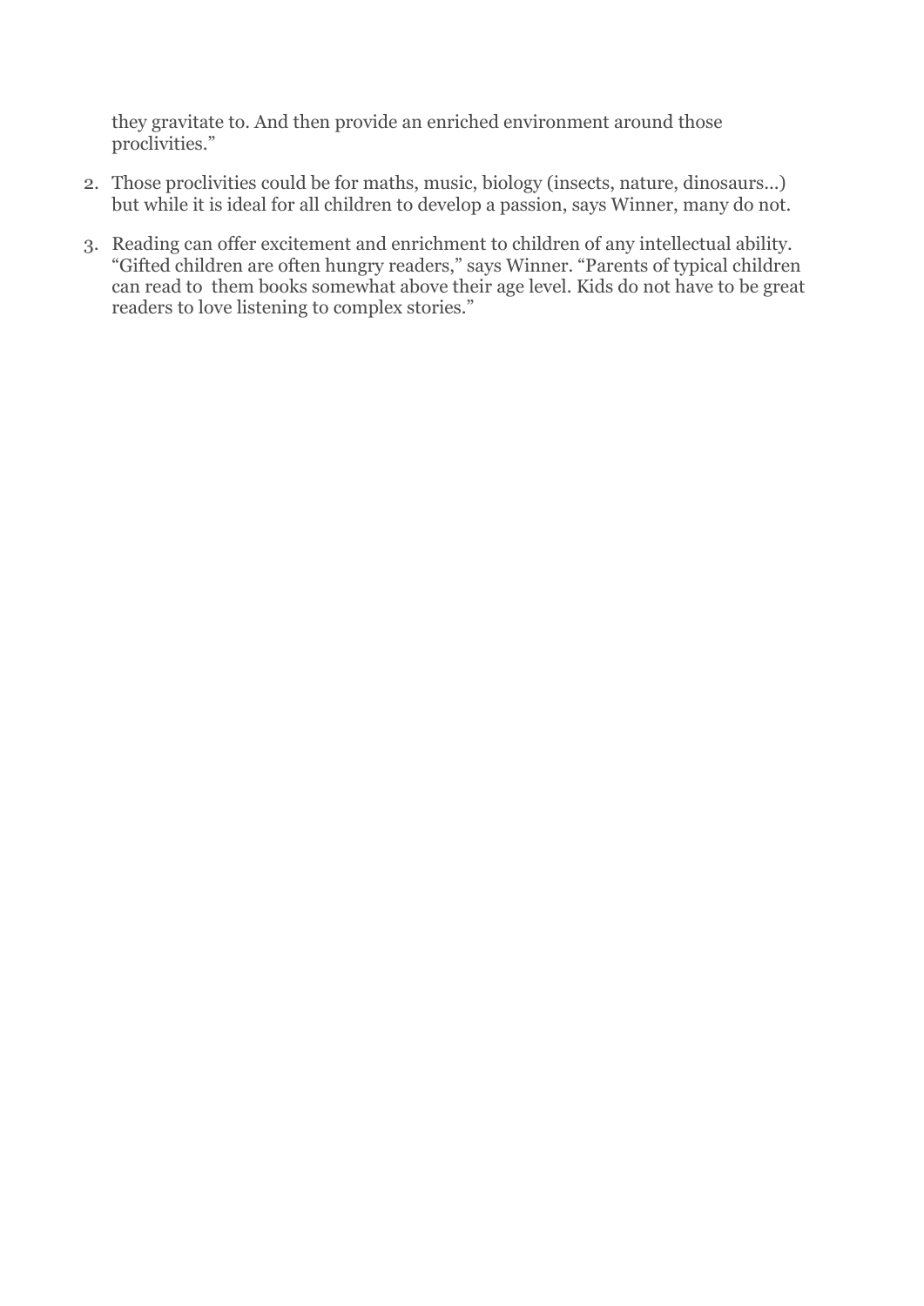they gravitate to. And then provide an enriched environment around those proclivities."

2. Those proclivities could be for maths, music, biology (insects, nature, dinosaurs…) but while it is ideal for all children to develop a passion, says Winner, many do not.

3. Reading can offer excitement and enrichment to children of any intellectual ability. "Gifted children are often hungry readers," says Winner. "Parents of typical children can read to them books somewhat above their age level. Kids do not have to be great readers to love listening to complex stories."